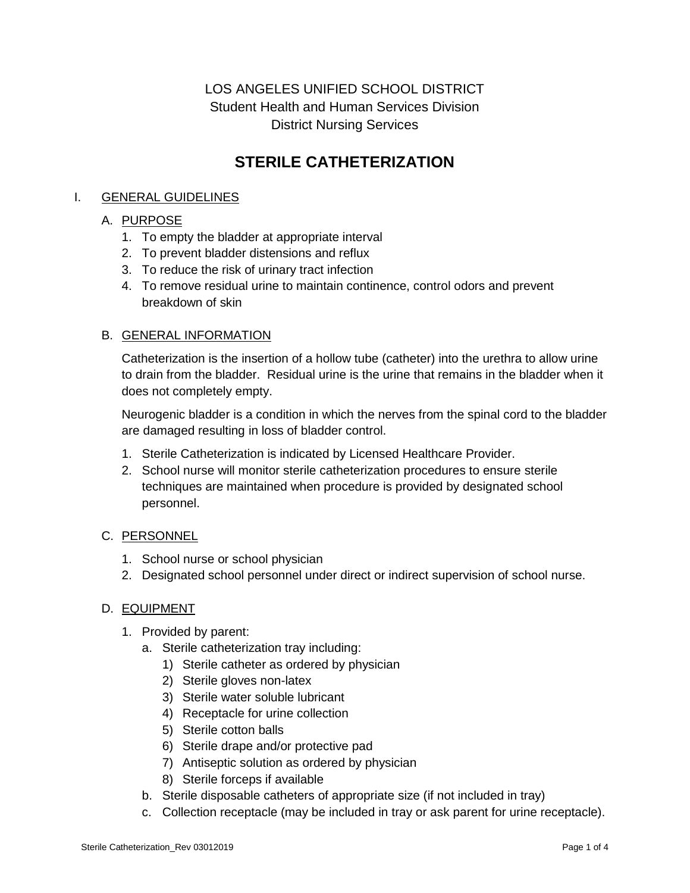LOS ANGELES UNIFIED SCHOOL DISTRICT
Student Health and Human Services Division
District Nursing Services

# STERILE CATHETERIZATION

## I. GENERAL GUIDELINES

### A. PURPOSE

1. To empty the bladder at appropriate interval
2. To prevent bladder distensions and reflux
3. To reduce the risk of urinary tract infection
4. To remove residual urine to maintain continence, control odors and prevent breakdown of skin

### B. GENERAL INFORMATION

Catheterization is the insertion of a hollow tube (catheter) into the urethra to allow urine to drain from the bladder. Residual urine is the urine that remains in the bladder when it does not completely empty.

Neurogenic bladder is a condition in which the nerves from the spinal cord to the bladder are damaged resulting in loss of bladder control.

1. Sterile Catheterization is indicated by Licensed Healthcare Provider.
2. School nurse will monitor sterile catheterization procedures to ensure sterile techniques are maintained when procedure is provided by designated school personnel.

### C. PERSONNEL

1. School nurse or school physician
2. Designated school personnel under direct or indirect supervision of school nurse.

### D. EQUIPMENT

1. Provided by parent:
   a. Sterile catheterization tray including:
      1) Sterile catheter as ordered by physician
      2) Sterile gloves non-latex
      3) Sterile water soluble lubricant
      4) Receptacle for urine collection
      5) Sterile cotton balls
      6) Sterile drape and/or protective pad
      7) Antiseptic solution as ordered by physician
      8) Sterile forceps if available
   b. Sterile disposable catheters of appropriate size (if not included in tray)
   c. Collection receptacle (may be included in tray or ask parent for urine receptacle).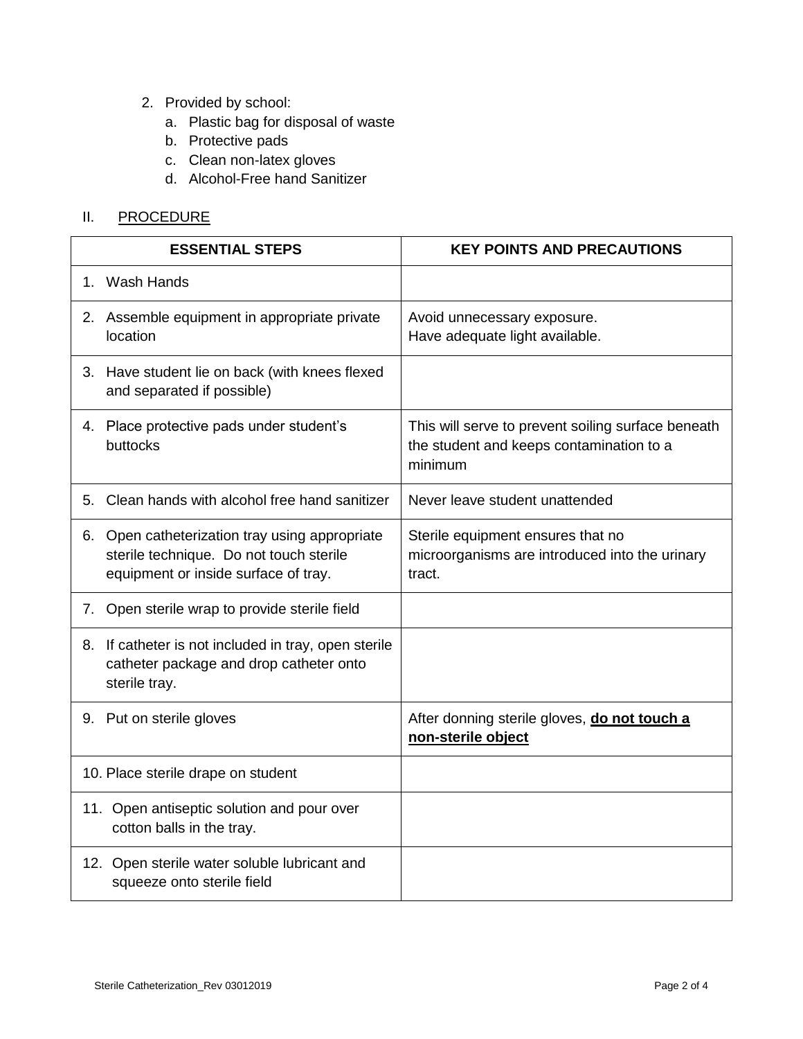2. Provided by school:
   a. Plastic bag for disposal of waste
   b. Protective pads
   c. Clean non-latex gloves
   d. Alcohol-Free hand Sanitizer

## II. PROCEDURE

| ESSENTIAL STEPS | KEY POINTS AND PRECAUTIONS |
|---|---|
| 1. Wash Hands | |
| 2. Assemble equipment in appropriate private location | Avoid unnecessary exposure.<br>Have adequate light available. |
| 3. Have student lie on back (with knees flexed and separated if possible) | |
| 4. Place protective pads under student's buttocks | This will serve to prevent soiling surface beneath the student and keeps contamination to a minimum |
| 5. Clean hands with alcohol free hand sanitizer | Never leave student unattended |
| 6. Open catheterization tray using appropriate sterile technique. Do not touch sterile equipment or inside surface of tray. | Sterile equipment ensures that no microorganisms are introduced into the urinary tract. |
| 7. Open sterile wrap to provide sterile field | |
| 8. If catheter is not included in tray, open sterile catheter package and drop catheter onto sterile tray. | |
| 9. Put on sterile gloves | After donning sterile gloves, **do not touch a non-sterile object** |
| 10. Place sterile drape on student | |
| 11. Open antiseptic solution and pour over cotton balls in the tray. | |
| 12. Open sterile water soluble lubricant and squeeze onto sterile field | |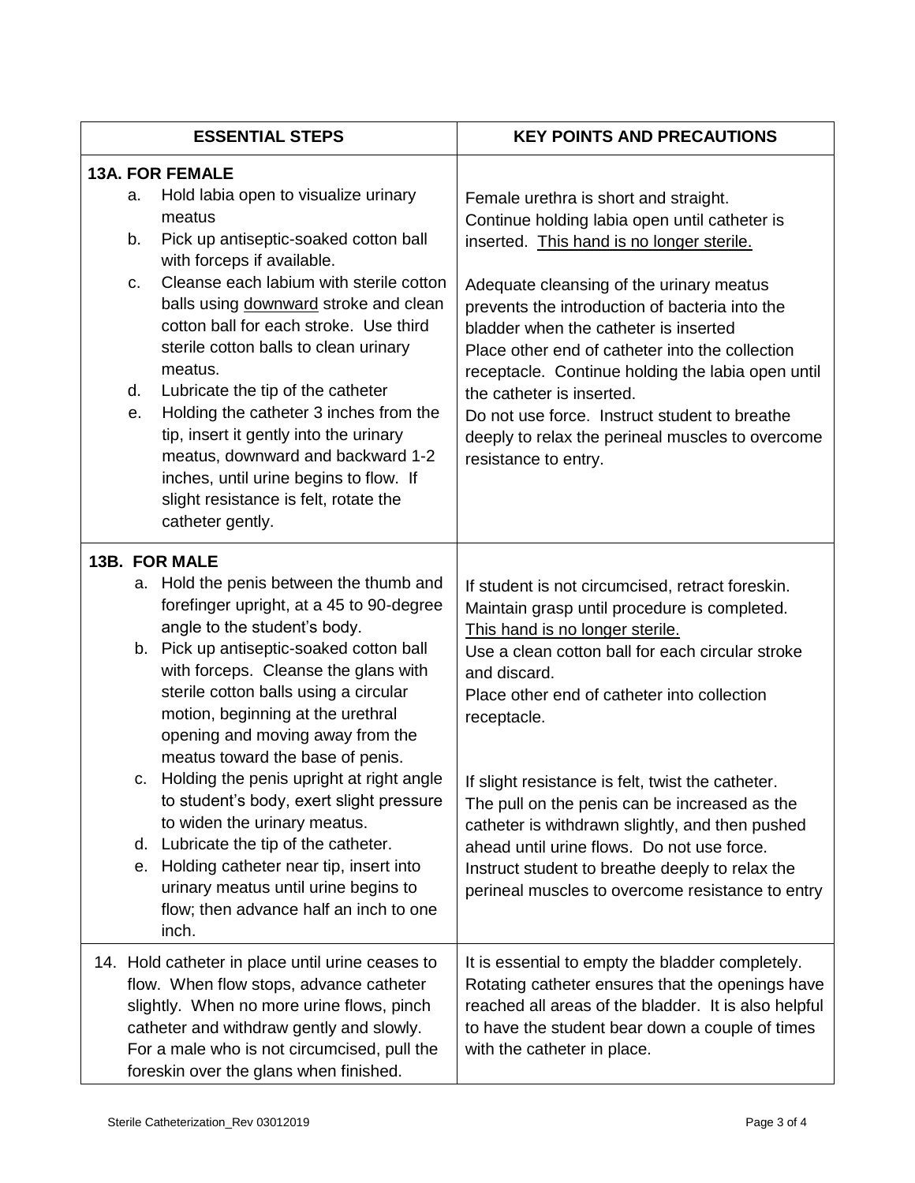| ESSENTIAL STEPS | KEY POINTS AND PRECAUTIONS |
|---|---|
| **13A. FOR FEMALE**<br>a. Hold labia open to visualize urinary meatus<br>b. Pick up antiseptic-soaked cotton ball with forceps if available.<br>c. Cleanse each labium with sterile cotton balls using <u>downward</u> stroke and clean cotton ball for each stroke. Use third sterile cotton balls to clean urinary meatus.<br>d. Lubricate the tip of the catheter<br>e. Holding the catheter 3 inches from the tip, insert it gently into the urinary meatus, downward and backward 1-2 inches, until urine begins to flow. If slight resistance is felt, rotate the catheter gently. | Female urethra is short and straight.<br>Continue holding labia open until catheter is inserted. <u>This hand is no longer sterile.</u><br><br>Adequate cleansing of the urinary meatus prevents the introduction of bacteria into the bladder when the catheter is inserted<br>Place other end of catheter into the collection receptacle. Continue holding the labia open until the catheter is inserted.<br>Do not use force. Instruct student to breathe deeply to relax the perineal muscles to overcome resistance to entry. |
| **13B. FOR MALE**<br>a. Hold the penis between the thumb and forefinger upright, at a 45 to 90-degree angle to the student's body.<br>b. Pick up antiseptic-soaked cotton ball with forceps. Cleanse the glans with sterile cotton balls using a circular motion, beginning at the urethral opening and moving away from the meatus toward the base of penis.<br>c. Holding the penis upright at right angle to student's body, exert slight pressure to widen the urinary meatus.<br>d. Lubricate the tip of the catheter.<br>e. Holding catheter near tip, insert into urinary meatus until urine begins to flow; then advance half an inch to one inch. | If student is not circumcised, retract foreskin. Maintain grasp until procedure is completed. <u>This hand is no longer sterile.</u><br>Use a clean cotton ball for each circular stroke and discard.<br>Place other end of catheter into collection receptacle.<br><br>If slight resistance is felt, twist the catheter. The pull on the penis can be increased as the catheter is withdrawn slightly, and then pushed ahead until urine flows. Do not use force. Instruct student to breathe deeply to relax the perineal muscles to overcome resistance to entry |
| 14. Hold catheter in place until urine ceases to flow. When flow stops, advance catheter slightly. When no more urine flows, pinch catheter and withdraw gently and slowly. For a male who is not circumcised, pull the foreskin over the glans when finished. | It is essential to empty the bladder completely. Rotating catheter ensures that the openings have reached all areas of the bladder. It is also helpful to have the student bear down a couple of times with the catheter in place. |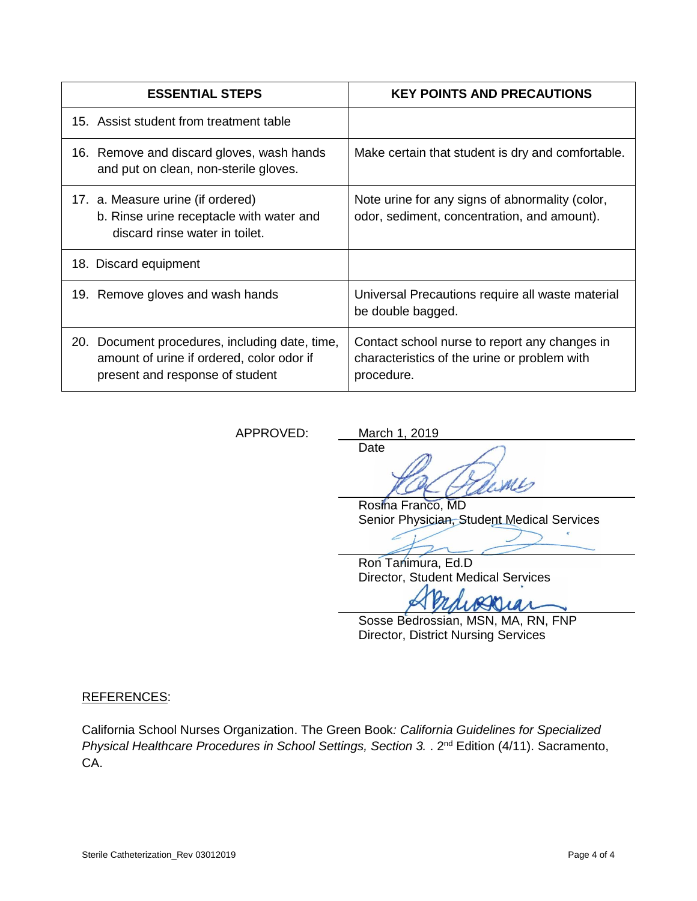| ESSENTIAL STEPS | KEY POINTS AND PRECAUTIONS |
|---|---|
| 15. Assist student from treatment table | |
| 16. Remove and discard gloves, wash hands and put on clean, non-sterile gloves. | Make certain that student is dry and comfortable. |
| 17. a. Measure urine (if ordered)<br>b. Rinse urine receptacle with water and discard rinse water in toilet. | Note urine for any signs of abnormality (color, odor, sediment, concentration, and amount). |
| 18. Discard equipment | |
| 19. Remove gloves and wash hands | Universal Precautions require all waste material be double bagged. |
| 20. Document procedures, including date, time, amount of urine if ordered, color odor if present and response of student | Contact school nurse to report any changes in characteristics of the urine or problem with procedure. |

APPROVED: March 1, 2019
Date

Rosina Franco, MD
Senior Physician, Student Medical Services

Ron Tanimura, Ed.D
Director, Student Medical Services

Sosse Bedrossian, MSN, MA, RN, FNP
Director, District Nursing Services

REFERENCES:

California School Nurses Organization. The Green Book: *California Guidelines for Specialized Physical Healthcare Procedures in School Settings, Section 3.* . 2nd Edition (4/11). Sacramento, CA.

Sterile Catheterization_Rev 03012019